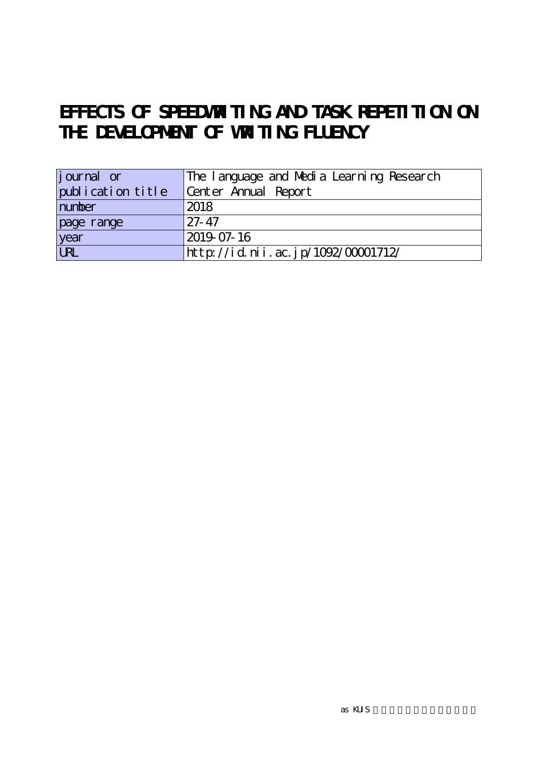# EFFECTS OF SPEEDWRITING AND TASK REPETITION ON THE DEVELOPMENT OF WRITING FLUENCY

| journal or publication title | The language and Media Learning Research Center Annual Report |
|---|---|
| number | 2018 |
| page range | 27-47 |
| year | 2019-07-16 |
| URL | http://id.nii.ac.jp/1092/00001712/ |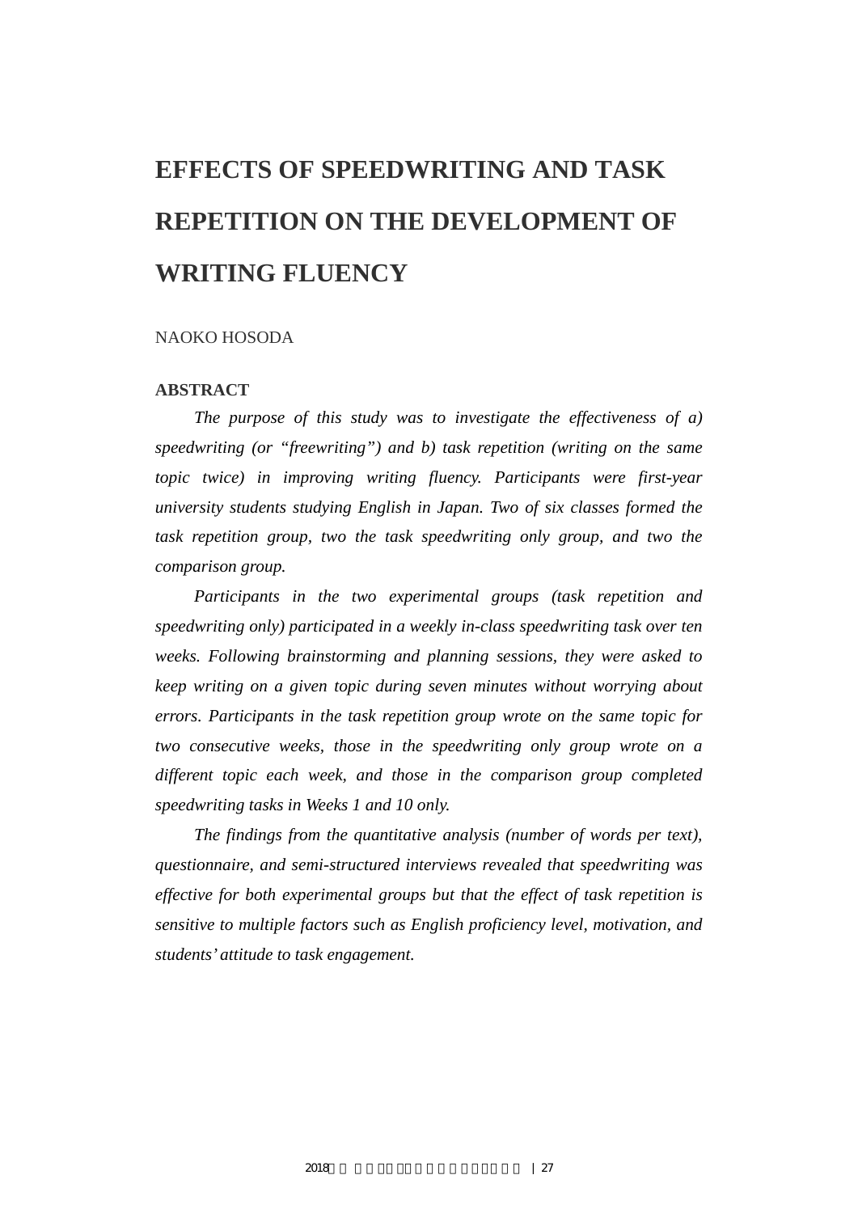# EFFECTS OF SPEEDWRITING AND TASK REPETITION ON THE DEVELOPMENT OF WRITING FLUENCY

NAOKO HOSODA

## ABSTRACT

*The purpose of this study was to investigate the effectiveness of a) speedwriting (or "freewriting") and b) task repetition (writing on the same topic twice) in improving writing fluency. Participants were first-year university students studying English in Japan. Two of six classes formed the task repetition group, two the task speedwriting only group, and two the comparison group.*

*Participants in the two experimental groups (task repetition and speedwriting only) participated in a weekly in-class speedwriting task over ten weeks. Following brainstorming and planning sessions, they were asked to keep writing on a given topic during seven minutes without worrying about errors. Participants in the task repetition group wrote on the same topic for two consecutive weeks, those in the speedwriting only group wrote on a different topic each week, and those in the comparison group completed speedwriting tasks in Weeks 1 and 10 only.*

*The findings from the quantitative analysis (number of words per text), questionnaire, and semi-structured interviews revealed that speedwriting was effective for both experimental groups but that the effect of task repetition is sensitive to multiple factors such as English proficiency level, motivation, and students' attitude to task engagement.*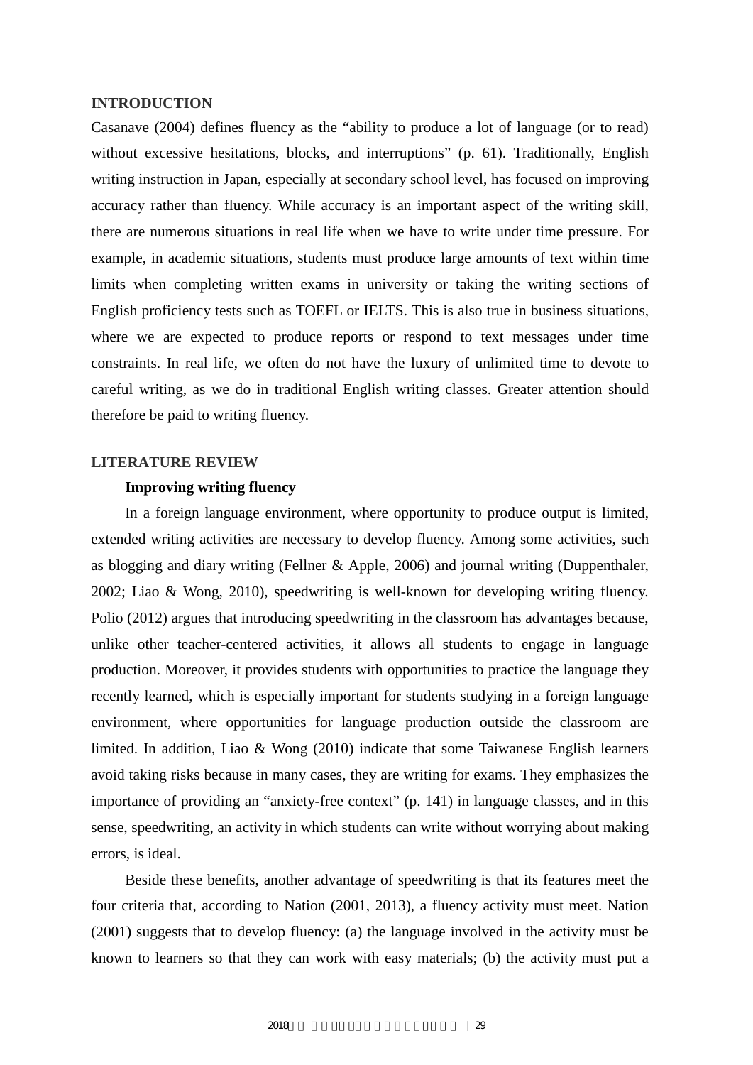## INTRODUCTION

Casanave (2004) defines fluency as the "ability to produce a lot of language (or to read) without excessive hesitations, blocks, and interruptions" (p. 61). Traditionally, English writing instruction in Japan, especially at secondary school level, has focused on improving accuracy rather than fluency. While accuracy is an important aspect of the writing skill, there are numerous situations in real life when we have to write under time pressure. For example, in academic situations, students must produce large amounts of text within time limits when completing written exams in university or taking the writing sections of English proficiency tests such as TOEFL or IELTS. This is also true in business situations, where we are expected to produce reports or respond to text messages under time constraints. In real life, we often do not have the luxury of unlimited time to devote to careful writing, as we do in traditional English writing classes. Greater attention should therefore be paid to writing fluency.

## LITERATURE REVIEW

### Improving writing fluency

In a foreign language environment, where opportunity to produce output is limited, extended writing activities are necessary to develop fluency. Among some activities, such as blogging and diary writing (Fellner & Apple, 2006) and journal writing (Duppenthaler, 2002; Liao & Wong, 2010), speedwriting is well-known for developing writing fluency. Polio (2012) argues that introducing speedwriting in the classroom has advantages because, unlike other teacher-centered activities, it allows all students to engage in language production. Moreover, it provides students with opportunities to practice the language they recently learned, which is especially important for students studying in a foreign language environment, where opportunities for language production outside the classroom are limited. In addition, Liao & Wong (2010) indicate that some Taiwanese English learners avoid taking risks because in many cases, they are writing for exams. They emphasizes the importance of providing an "anxiety-free context" (p. 141) in language classes, and in this sense, speedwriting, an activity in which students can write without worrying about making errors, is ideal.

Beside these benefits, another advantage of speedwriting is that its features meet the four criteria that, according to Nation (2001, 2013), a fluency activity must meet. Nation (2001) suggests that to develop fluency: (a) the language involved in the activity must be known to learners so that they can work with easy materials; (b) the activity must put a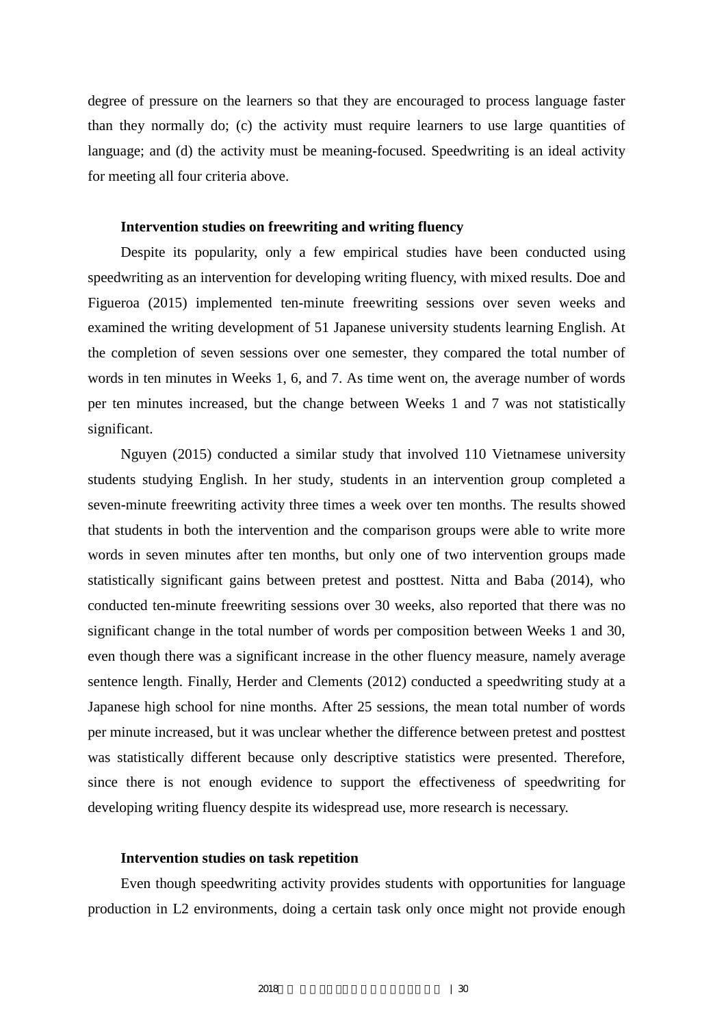degree of pressure on the learners so that they are encouraged to process language faster than they normally do; (c) the activity must require learners to use large quantities of language; and (d) the activity must be meaning-focused. Speedwriting is an ideal activity for meeting all four criteria above.

### Intervention studies on freewriting and writing fluency

Despite its popularity, only a few empirical studies have been conducted using speedwriting as an intervention for developing writing fluency, with mixed results. Doe and Figueroa (2015) implemented ten-minute freewriting sessions over seven weeks and examined the writing development of 51 Japanese university students learning English. At the completion of seven sessions over one semester, they compared the total number of words in ten minutes in Weeks 1, 6, and 7. As time went on, the average number of words per ten minutes increased, but the change between Weeks 1 and 7 was not statistically significant.

Nguyen (2015) conducted a similar study that involved 110 Vietnamese university students studying English. In her study, students in an intervention group completed a seven-minute freewriting activity three times a week over ten months. The results showed that students in both the intervention and the comparison groups were able to write more words in seven minutes after ten months, but only one of two intervention groups made statistically significant gains between pretest and posttest. Nitta and Baba (2014), who conducted ten-minute freewriting sessions over 30 weeks, also reported that there was no significant change in the total number of words per composition between Weeks 1 and 30, even though there was a significant increase in the other fluency measure, namely average sentence length. Finally, Herder and Clements (2012) conducted a speedwriting study at a Japanese high school for nine months. After 25 sessions, the mean total number of words per minute increased, but it was unclear whether the difference between pretest and posttest was statistically different because only descriptive statistics were presented. Therefore, since there is not enough evidence to support the effectiveness of speedwriting for developing writing fluency despite its widespread use, more research is necessary.

### Intervention studies on task repetition

Even though speedwriting activity provides students with opportunities for language production in L2 environments, doing a certain task only once might not provide enough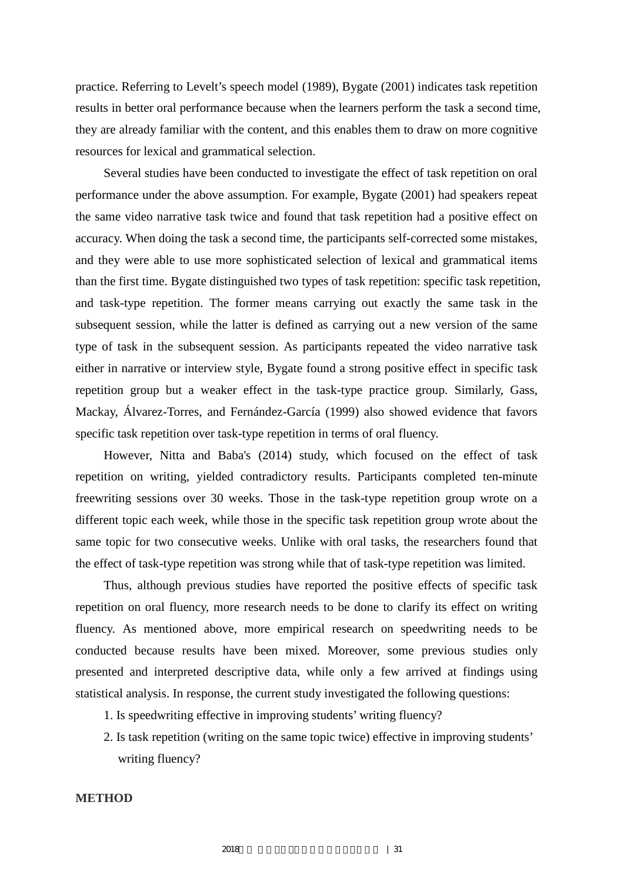practice. Referring to Levelt's speech model (1989), Bygate (2001) indicates task repetition results in better oral performance because when the learners perform the task a second time, they are already familiar with the content, and this enables them to draw on more cognitive resources for lexical and grammatical selection.

Several studies have been conducted to investigate the effect of task repetition on oral performance under the above assumption. For example, Bygate (2001) had speakers repeat the same video narrative task twice and found that task repetition had a positive effect on accuracy. When doing the task a second time, the participants self-corrected some mistakes, and they were able to use more sophisticated selection of lexical and grammatical items than the first time. Bygate distinguished two types of task repetition: specific task repetition, and task-type repetition. The former means carrying out exactly the same task in the subsequent session, while the latter is defined as carrying out a new version of the same type of task in the subsequent session. As participants repeated the video narrative task either in narrative or interview style, Bygate found a strong positive effect in specific task repetition group but a weaker effect in the task-type practice group. Similarly, Gass, Mackay, Álvarez-Torres, and Fernández-García (1999) also showed evidence that favors specific task repetition over task-type repetition in terms of oral fluency.

However, Nitta and Baba's (2014) study, which focused on the effect of task repetition on writing, yielded contradictory results. Participants completed ten-minute freewriting sessions over 30 weeks. Those in the task-type repetition group wrote on a different topic each week, while those in the specific task repetition group wrote about the same topic for two consecutive weeks. Unlike with oral tasks, the researchers found that the effect of task-type repetition was strong while that of task-type repetition was limited.

Thus, although previous studies have reported the positive effects of specific task repetition on oral fluency, more research needs to be done to clarify its effect on writing fluency. As mentioned above, more empirical research on speedwriting needs to be conducted because results have been mixed. Moreover, some previous studies only presented and interpreted descriptive data, while only a few arrived at findings using statistical analysis. In response, the current study investigated the following questions:

1. Is speedwriting effective in improving students' writing fluency?
2. Is task repetition (writing on the same topic twice) effective in improving students' writing fluency?

## METHOD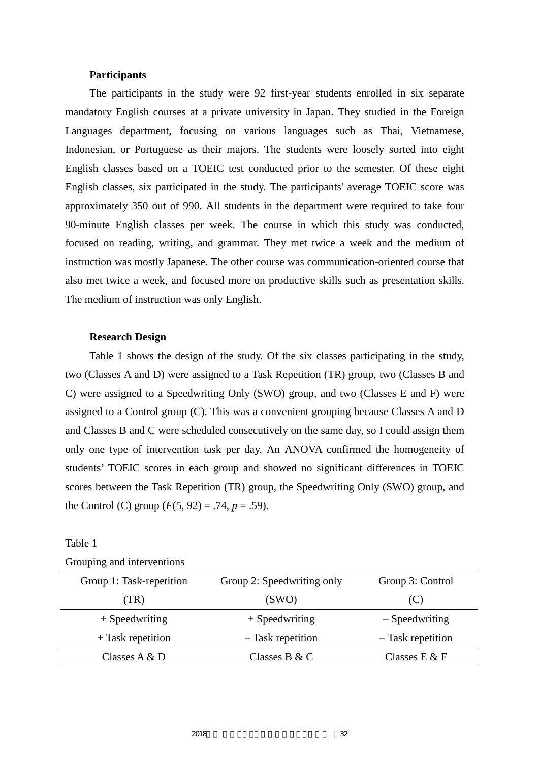### Participants

The participants in the study were 92 first-year students enrolled in six separate mandatory English courses at a private university in Japan. They studied in the Foreign Languages department, focusing on various languages such as Thai, Vietnamese, Indonesian, or Portuguese as their majors. The students were loosely sorted into eight English classes based on a TOEIC test conducted prior to the semester. Of these eight English classes, six participated in the study. The participants' average TOEIC score was approximately 350 out of 990. All students in the department were required to take four 90-minute English classes per week. The course in which this study was conducted, focused on reading, writing, and grammar. They met twice a week and the medium of instruction was mostly Japanese. The other course was communication-oriented course that also met twice a week, and focused more on productive skills such as presentation skills. The medium of instruction was only English.

### Research Design

Table 1 shows the design of the study. Of the six classes participating in the study, two (Classes A and D) were assigned to a Task Repetition (TR) group, two (Classes B and C) were assigned to a Speedwriting Only (SWO) group, and two (Classes E and F) were assigned to a Control group (C). This was a convenient grouping because Classes A and D and Classes B and C were scheduled consecutively on the same day, so I could assign them only one type of intervention task per day. An ANOVA confirmed the homogeneity of students' TOEIC scores in each group and showed no significant differences in TOEIC scores between the Task Repetition (TR) group, the Speedwriting Only (SWO) group, and the Control (C) group ($F(5, 92) = .74$, $p = .59$).

Table 1

Grouping and interventions

| Group 1: Task-repetition (TR) | Group 2: Speedwriting only (SWO) | Group 3: Control (C) |
|---|---|---|
| + Speedwriting<br>+ Task repetition | + Speedwriting<br>– Task repetition | – Speedwriting<br>– Task repetition |
| Classes A & D | Classes B & C | Classes E & F |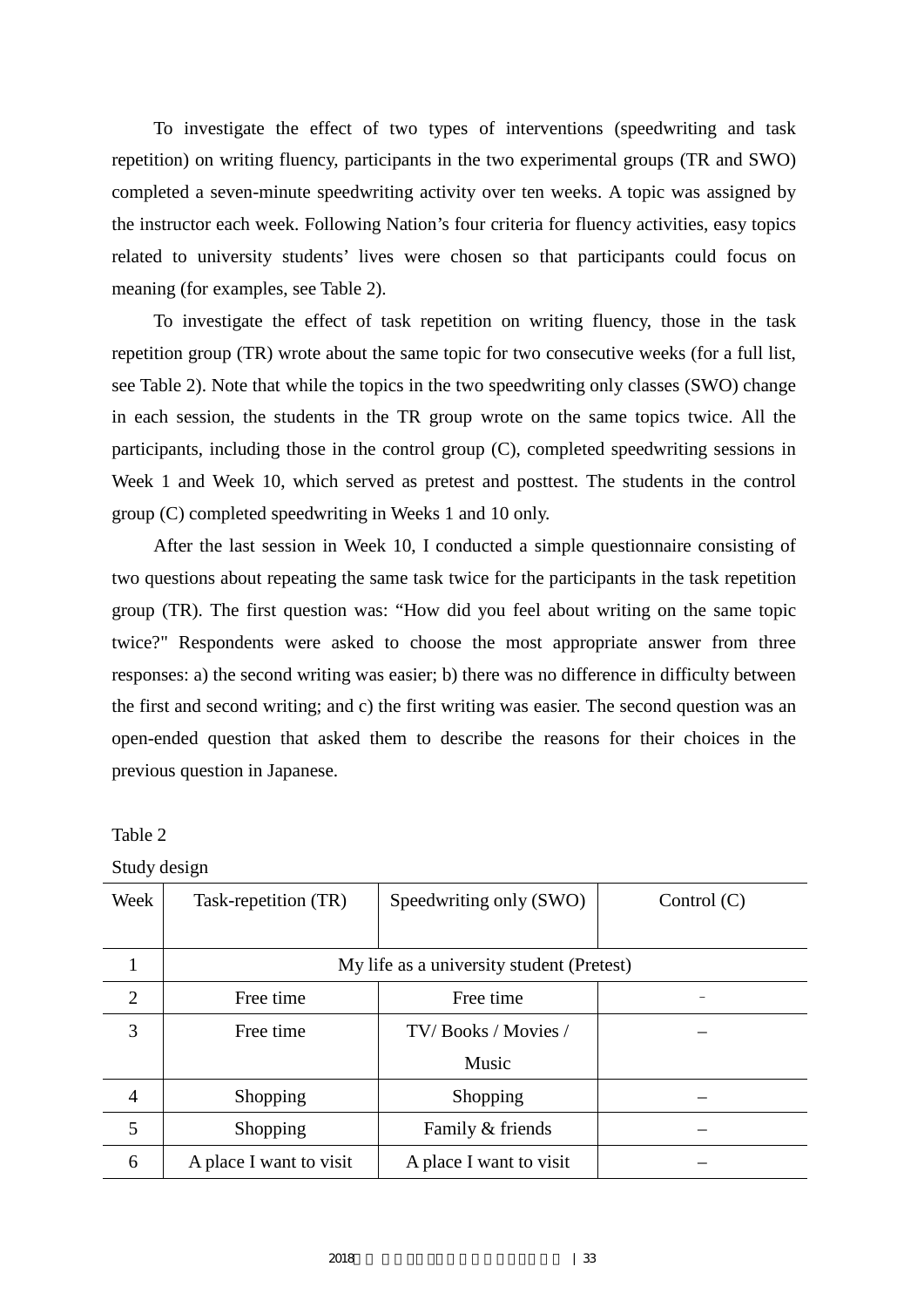To investigate the effect of two types of interventions (speedwriting and task repetition) on writing fluency, participants in the two experimental groups (TR and SWO) completed a seven-minute speedwriting activity over ten weeks. A topic was assigned by the instructor each week. Following Nation's four criteria for fluency activities, easy topics related to university students' lives were chosen so that participants could focus on meaning (for examples, see Table 2).

To investigate the effect of task repetition on writing fluency, those in the task repetition group (TR) wrote about the same topic for two consecutive weeks (for a full list, see Table 2). Note that while the topics in the two speedwriting only classes (SWO) change in each session, the students in the TR group wrote on the same topics twice. All the participants, including those in the control group (C), completed speedwriting sessions in Week 1 and Week 10, which served as pretest and posttest. The students in the control group (C) completed speedwriting in Weeks 1 and 10 only.

After the last session in Week 10, I conducted a simple questionnaire consisting of two questions about repeating the same task twice for the participants in the task repetition group (TR). The first question was: "How did you feel about writing on the same topic twice?" Respondents were asked to choose the most appropriate answer from three responses: a) the second writing was easier; b) there was no difference in difficulty between the first and second writing; and c) the first writing was easier. The second question was an open-ended question that asked them to describe the reasons for their choices in the previous question in Japanese.

Table 2

Study design

| Week | Task-repetition (TR) | Speedwriting only (SWO) | Control (C) |
|---|---|---|---|
| 1 | My life as a university student (Pretest) | | |
| 2 | Free time | Free time | – |
| 3 | Free time | TV/ Books / Movies / Music | – |
| 4 | Shopping | Shopping | – |
| 5 | Shopping | Family & friends | – |
| 6 | A place I want to visit | A place I want to visit | – |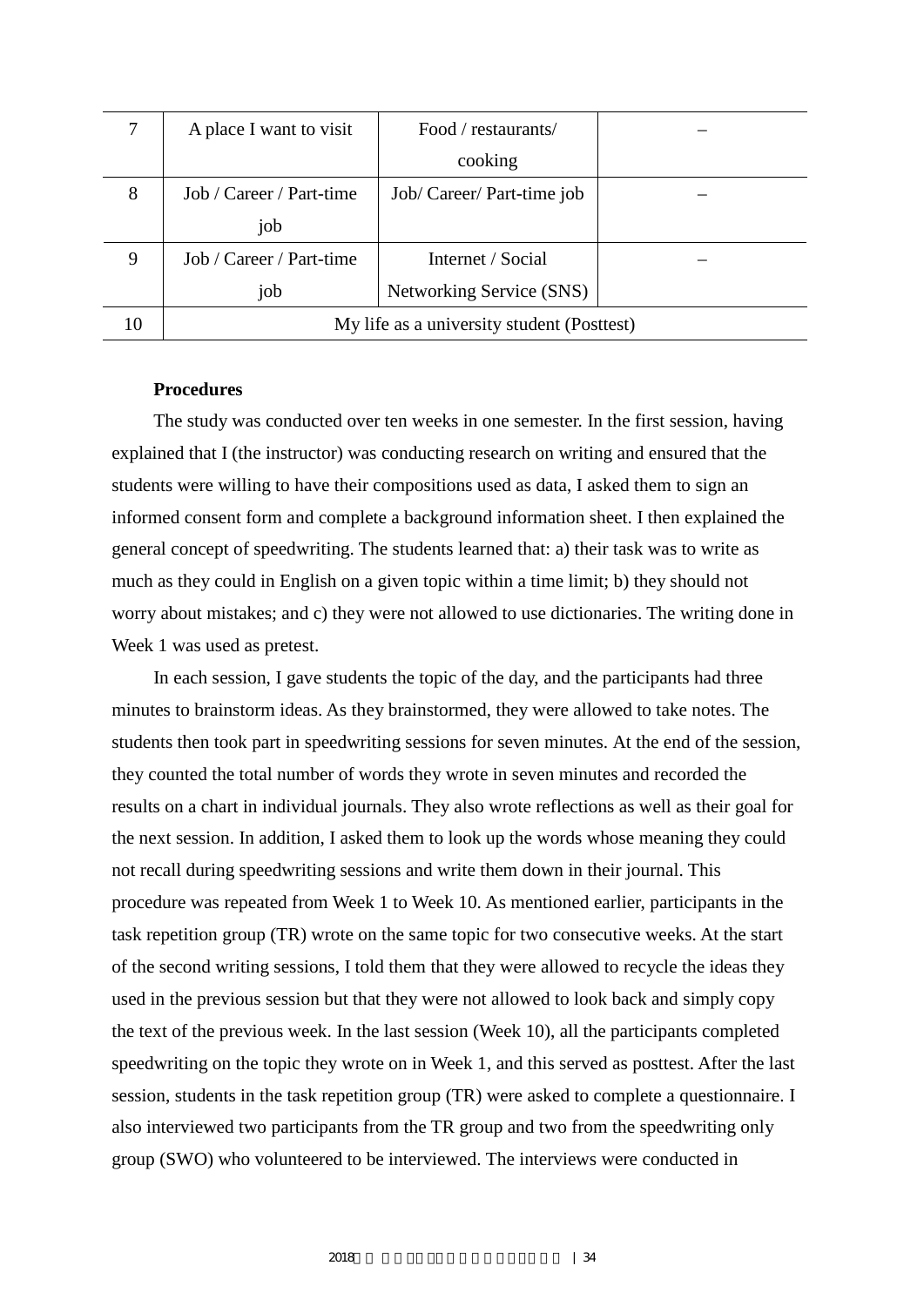| 7 | A place I want to visit | Food / restaurants/ cooking | – |
|---|---|---|---|
| 8 | Job / Career / Part-time job | Job/ Career/ Part-time job | – |
| 9 | Job / Career / Part-time job | Internet / Social Networking Service (SNS) | – |
| 10 | My life as a university student (Posttest) | | |

**Procedures**

The study was conducted over ten weeks in one semester. In the first session, having explained that I (the instructor) was conducting research on writing and ensured that the students were willing to have their compositions used as data, I asked them to sign an informed consent form and complete a background information sheet. I then explained the general concept of speedwriting. The students learned that: a) their task was to write as much as they could in English on a given topic within a time limit; b) they should not worry about mistakes; and c) they were not allowed to use dictionaries. The writing done in Week 1 was used as pretest.

In each session, I gave students the topic of the day, and the participants had three minutes to brainstorm ideas. As they brainstormed, they were allowed to take notes. The students then took part in speedwriting sessions for seven minutes. At the end of the session, they counted the total number of words they wrote in seven minutes and recorded the results on a chart in individual journals. They also wrote reflections as well as their goal for the next session. In addition, I asked them to look up the words whose meaning they could not recall during speedwriting sessions and write them down in their journal. This procedure was repeated from Week 1 to Week 10. As mentioned earlier, participants in the task repetition group (TR) wrote on the same topic for two consecutive weeks. At the start of the second writing sessions, I told them that they were allowed to recycle the ideas they used in the previous session but that they were not allowed to look back and simply copy the text of the previous week. In the last session (Week 10), all the participants completed speedwriting on the topic they wrote on in Week 1, and this served as posttest. After the last session, students in the task repetition group (TR) were asked to complete a questionnaire. I also interviewed two participants from the TR group and two from the speedwriting only group (SWO) who volunteered to be interviewed. The interviews were conducted in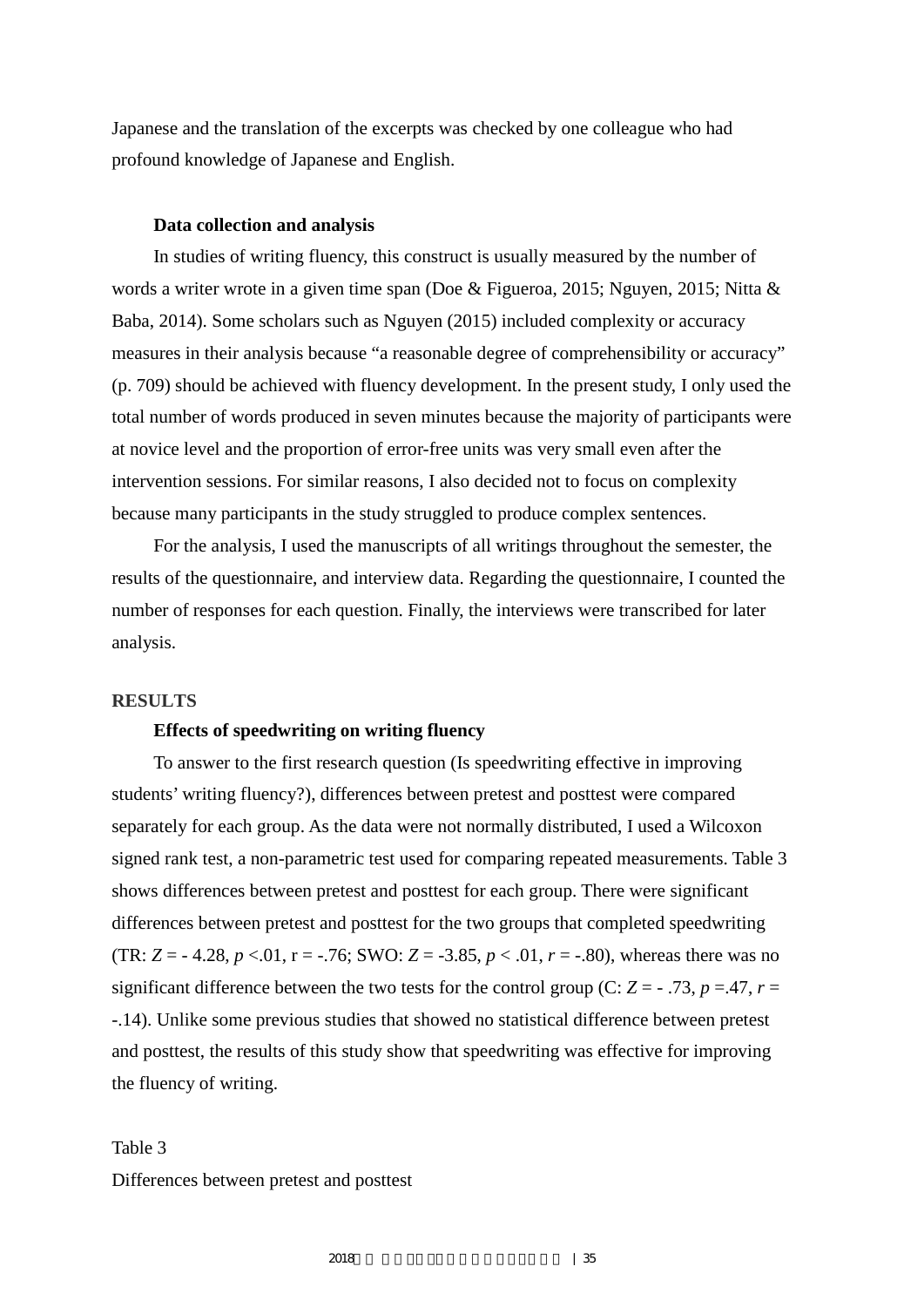Japanese and the translation of the excerpts was checked by one colleague who had profound knowledge of Japanese and English.

### Data collection and analysis

In studies of writing fluency, this construct is usually measured by the number of words a writer wrote in a given time span (Doe & Figueroa, 2015; Nguyen, 2015; Nitta & Baba, 2014). Some scholars such as Nguyen (2015) included complexity or accuracy measures in their analysis because “a reasonable degree of comprehensibility or accuracy” (p. 709) should be achieved with fluency development. In the present study, I only used the total number of words produced in seven minutes because the majority of participants were at novice level and the proportion of error-free units was very small even after the intervention sessions. For similar reasons, I also decided not to focus on complexity because many participants in the study struggled to produce complex sentences.

For the analysis, I used the manuscripts of all writings throughout the semester, the results of the questionnaire, and interview data. Regarding the questionnaire, I counted the number of responses for each question. Finally, the interviews were transcribed for later analysis.

## RESULTS

### Effects of speedwriting on writing fluency

To answer to the first research question (Is speedwriting effective in improving students’ writing fluency?), differences between pretest and posttest were compared separately for each group. As the data were not normally distributed, I used a Wilcoxon signed rank test, a non-parametric test used for comparing repeated measurements. Table 3 shows differences between pretest and posttest for each group. There were significant differences between pretest and posttest for the two groups that completed speedwriting (TR: $Z = -4.28$, $p < .01$, $r = -.76$; SWO: $Z = -3.85$, $p < .01$, $r = -.80$), whereas there was no significant difference between the two tests for the control group (C: $Z = -.73$, $p = .47$, $r = -.14$). Unlike some previous studies that showed no statistical difference between pretest and posttest, the results of this study show that speedwriting was effective for improving the fluency of writing.

Table 3
Differences between pretest and posttest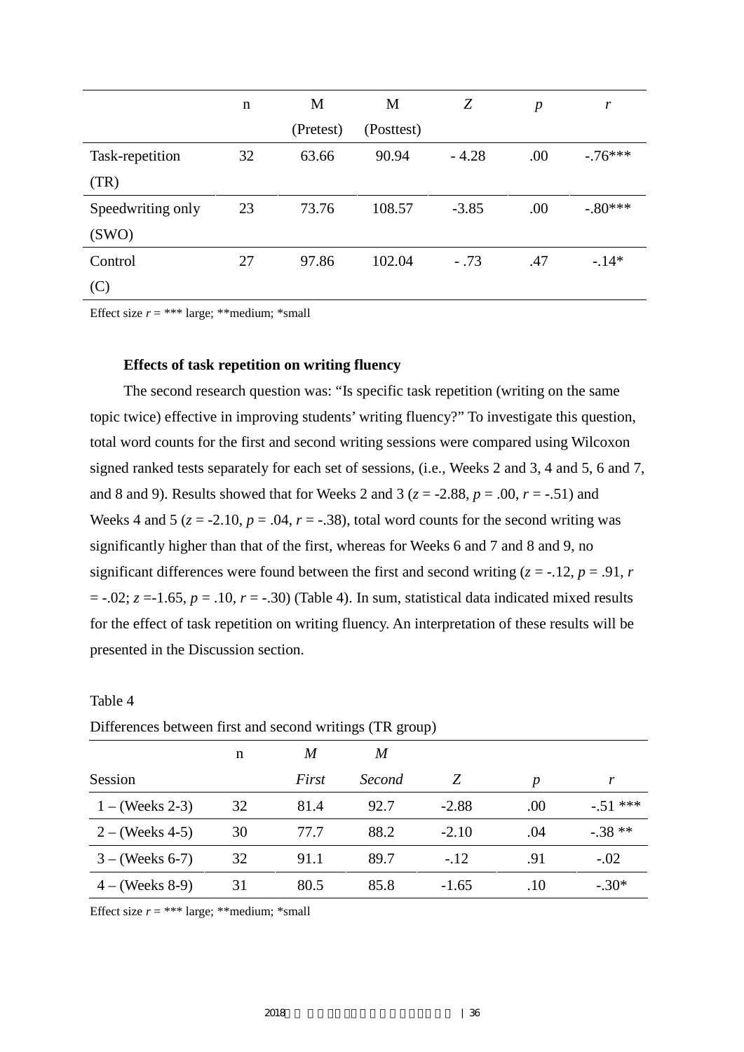| | n | M (Pretest) | M (Posttest) | *Z* | *p* | *r* |
|---|---|---|---|---|---|---|
| Task-repetition (TR) | 32 | 63.66 | 90.94 | - 4.28 | .00 | -.76*** |
| Speedwriting only (SWO) | 23 | 73.76 | 108.57 | -3.85 | .00 | -.80*** |
| Control (C) | 27 | 97.86 | 102.04 | - .73 | .47 | -.14* |

Effect size *r* = *** large; **medium; *small

**Effects of task repetition on writing fluency**

The second research question was: "Is specific task repetition (writing on the same topic twice) effective in improving students' writing fluency?" To investigate this question, total word counts for the first and second writing sessions were compared using Wilcoxon signed ranked tests separately for each set of sessions, (i.e., Weeks 2 and 3, 4 and 5, 6 and 7, and 8 and 9). Results showed that for Weeks 2 and 3 ($z$ = -2.88, $p$ = .00, $r$ = -.51) and Weeks 4 and 5 ($z$ = -2.10, $p$ = .04, $r$ = -.38), total word counts for the second writing was significantly higher than that of the first, whereas for Weeks 6 and 7 and 8 and 9, no significant differences were found between the first and second writing ($z$ = -.12, $p$ = .91, $r$ = -.02; $z$ =-1.65, $p$ = .10, $r$ = -.30) (Table 4). In sum, statistical data indicated mixed results for the effect of task repetition on writing fluency. An interpretation of these results will be presented in the Discussion section.

Table 4

Differences between first and second writings (TR group)

| Session | n | *M* *First* | *M* *Second* | *Z* | *p* | *r* |
|---|---|---|---|---|---|---|
| 1 – (Weeks 2-3) | 32 | 81.4 | 92.7 | -2.88 | .00 | -.51 *** |
| 2 – (Weeks 4-5) | 30 | 77.7 | 88.2 | -2.10 | .04 | -.38 ** |
| 3 – (Weeks 6-7) | 32 | 91.1 | 89.7 | -.12 | .91 | -.02 |
| 4 – (Weeks 8-9) | 31 | 80.5 | 85.8 | -1.65 | .10 | -.30* |

Effect size *r* = *** large; **medium; *small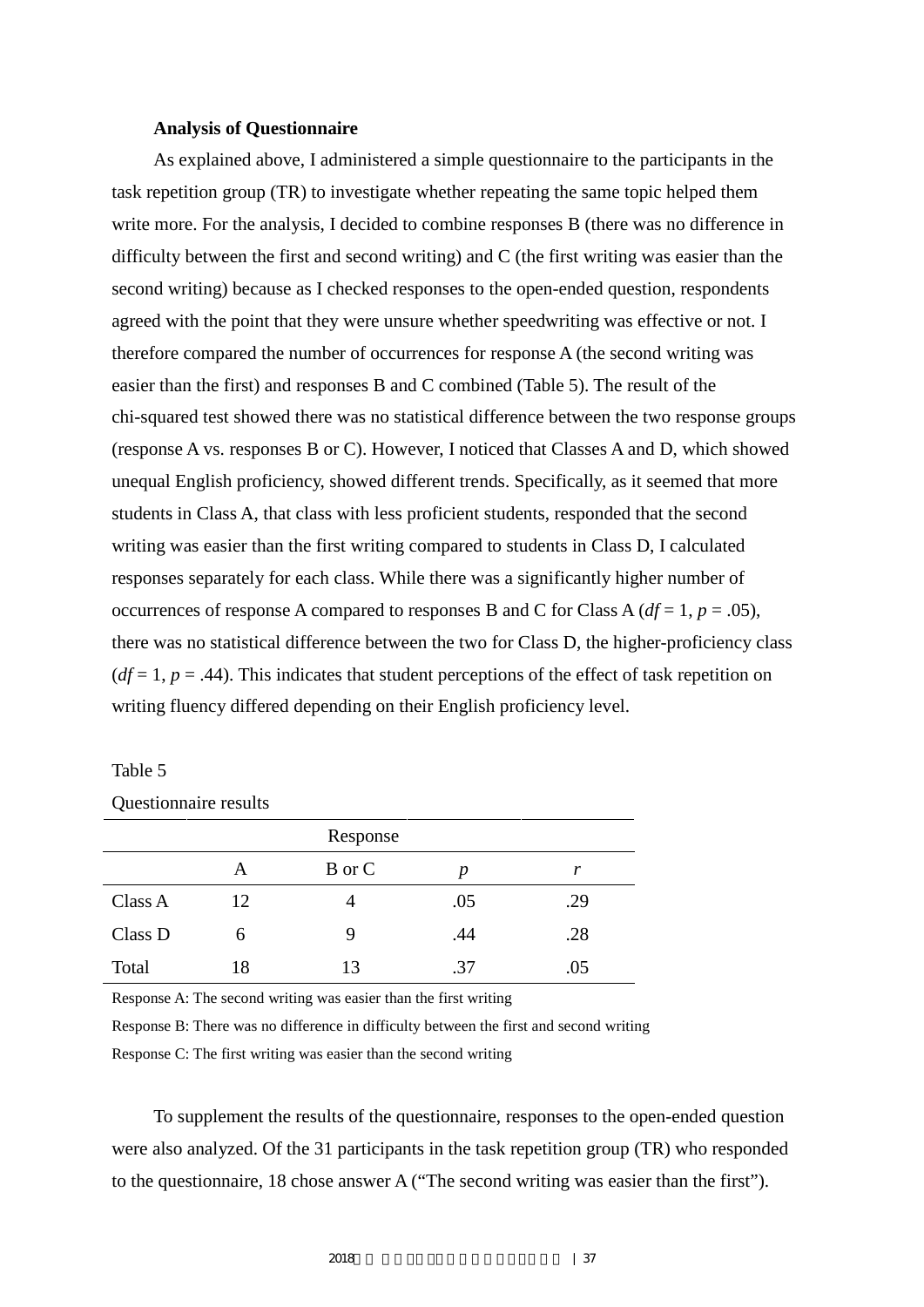**Analysis of Questionnaire**

As explained above, I administered a simple questionnaire to the participants in the task repetition group (TR) to investigate whether repeating the same topic helped them write more. For the analysis, I decided to combine responses B (there was no difference in difficulty between the first and second writing) and C (the first writing was easier than the second writing) because as I checked responses to the open-ended question, respondents agreed with the point that they were unsure whether speedwriting was effective or not. I therefore compared the number of occurrences for response A (the second writing was easier than the first) and responses B and C combined (Table 5). The result of the chi-squared test showed there was no statistical difference between the two response groups (response A vs. responses B or C). However, I noticed that Classes A and D, which showed unequal English proficiency, showed different trends. Specifically, as it seemed that more students in Class A, that class with less proficient students, responded that the second writing was easier than the first writing compared to students in Class D, I calculated responses separately for each class. While there was a significantly higher number of occurrences of response A compared to responses B and C for Class A ($df = 1$, $p = .05$), there was no statistical difference between the two for Class D, the higher-proficiency class ($df = 1$, $p = .44$). This indicates that student perceptions of the effect of task repetition on writing fluency differed depending on their English proficiency level.

Table 5
Questionnaire results

| | Response | | | |
|---|---|---|---|---|
| | A | B or C | *p* | *r* |
| Class A | 12 | 4 | .05 | .29 |
| Class D | 6 | 9 | .44 | .28 |
| Total | 18 | 13 | .37 | .05 |

Response A: The second writing was easier than the first writing

Response B: There was no difference in difficulty between the first and second writing

Response C: The first writing was easier than the second writing

To supplement the results of the questionnaire, responses to the open-ended question were also analyzed. Of the 31 participants in the task repetition group (TR) who responded to the questionnaire, 18 chose answer A (“The second writing was easier than the first”).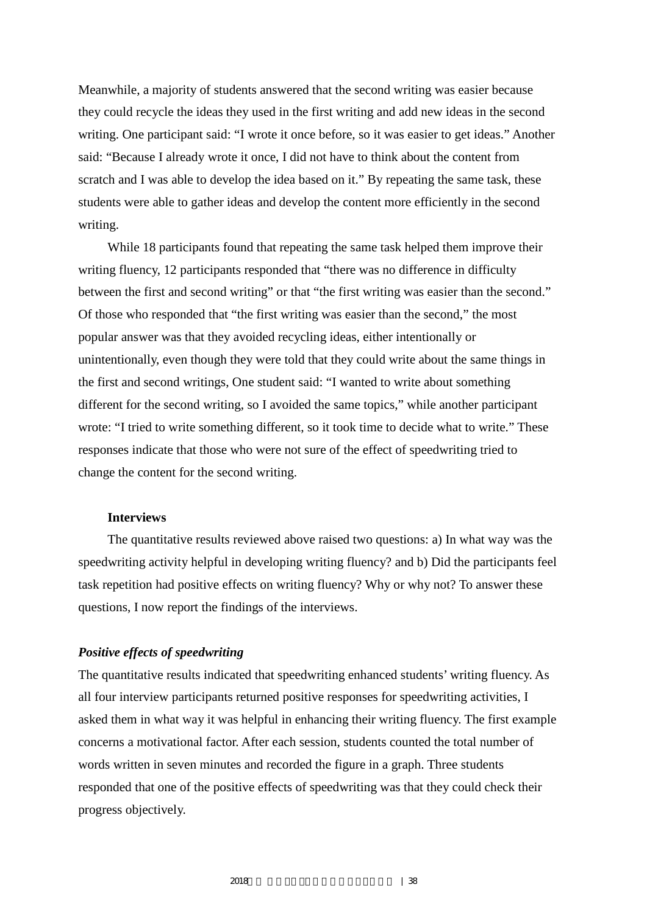Meanwhile, a majority of students answered that the second writing was easier because they could recycle the ideas they used in the first writing and add new ideas in the second writing. One participant said: “I wrote it once before, so it was easier to get ideas.” Another said: “Because I already wrote it once, I did not have to think about the content from scratch and I was able to develop the idea based on it.” By repeating the same task, these students were able to gather ideas and develop the content more efficiently in the second writing.

While 18 participants found that repeating the same task helped them improve their writing fluency, 12 participants responded that “there was no difference in difficulty between the first and second writing” or that “the first writing was easier than the second.” Of those who responded that “the first writing was easier than the second,” the most popular answer was that they avoided recycling ideas, either intentionally or unintentionally, even though they were told that they could write about the same things in the first and second writings, One student said: “I wanted to write about something different for the second writing, so I avoided the same topics,” while another participant wrote: “I tried to write something different, so it took time to decide what to write.” These responses indicate that those who were not sure of the effect of speedwriting tried to change the content for the second writing.

**Interviews**

The quantitative results reviewed above raised two questions: a) In what way was the speedwriting activity helpful in developing writing fluency? and b) Did the participants feel task repetition had positive effects on writing fluency? Why or why not? To answer these questions, I now report the findings of the interviews.

***Positive effects of speedwriting***

The quantitative results indicated that speedwriting enhanced students’ writing fluency. As all four interview participants returned positive responses for speedwriting activities, I asked them in what way it was helpful in enhancing their writing fluency. The first example concerns a motivational factor. After each session, students counted the total number of words written in seven minutes and recorded the figure in a graph. Three students responded that one of the positive effects of speedwriting was that they could check their progress objectively.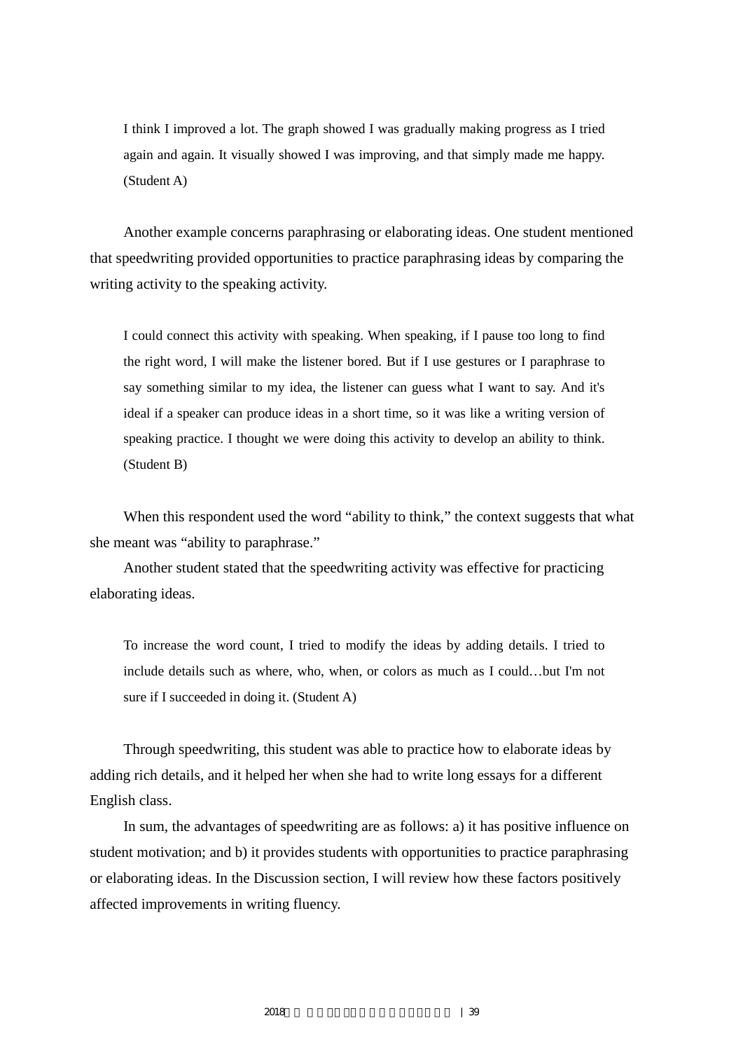> I think I improved a lot. The graph showed I was gradually making progress as I tried again and again. It visually showed I was improving, and that simply made me happy. (Student A)

Another example concerns paraphrasing or elaborating ideas. One student mentioned that speedwriting provided opportunities to practice paraphrasing ideas by comparing the writing activity to the speaking activity.

> I could connect this activity with speaking. When speaking, if I pause too long to find the right word, I will make the listener bored. But if I use gestures or I paraphrase to say something similar to my idea, the listener can guess what I want to say. And it's ideal if a speaker can produce ideas in a short time, so it was like a writing version of speaking practice. I thought we were doing this activity to develop an ability to think. (Student B)

When this respondent used the word "ability to think," the context suggests that what she meant was "ability to paraphrase."

Another student stated that the speedwriting activity was effective for practicing elaborating ideas.

> To increase the word count, I tried to modify the ideas by adding details. I tried to include details such as where, who, when, or colors as much as I could…but I'm not sure if I succeeded in doing it. (Student A)

Through speedwriting, this student was able to practice how to elaborate ideas by adding rich details, and it helped her when she had to write long essays for a different English class.

In sum, the advantages of speedwriting are as follows: a) it has positive influence on student motivation; and b) it provides students with opportunities to practice paraphrasing or elaborating ideas. In the Discussion section, I will review how these factors positively affected improvements in writing fluency.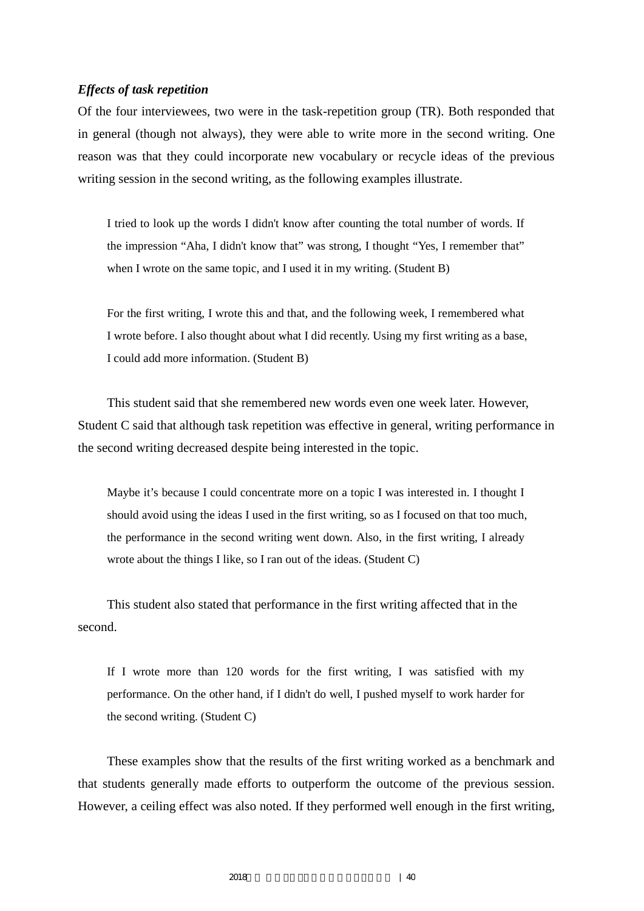***Effects of task repetition***

Of the four interviewees, two were in the task-repetition group (TR). Both responded that in general (though not always), they were able to write more in the second writing. One reason was that they could incorporate new vocabulary or recycle ideas of the previous writing session in the second writing, as the following examples illustrate.

> I tried to look up the words I didn't know after counting the total number of words. If the impression “Aha, I didn't know that” was strong, I thought “Yes, I remember that” when I wrote on the same topic, and I used it in my writing. (Student B)

> For the first writing, I wrote this and that, and the following week, I remembered what I wrote before. I also thought about what I did recently. Using my first writing as a base, I could add more information. (Student B)

This student said that she remembered new words even one week later. However, Student C said that although task repetition was effective in general, writing performance in the second writing decreased despite being interested in the topic.

> Maybe it’s because I could concentrate more on a topic I was interested in. I thought I should avoid using the ideas I used in the first writing, so as I focused on that too much, the performance in the second writing went down. Also, in the first writing, I already wrote about the things I like, so I ran out of the ideas. (Student C)

This student also stated that performance in the first writing affected that in the second.

> If I wrote more than 120 words for the first writing, I was satisfied with my performance. On the other hand, if I didn't do well, I pushed myself to work harder for the second writing. (Student C)

These examples show that the results of the first writing worked as a benchmark and that students generally made efforts to outperform the outcome of the previous session. However, a ceiling effect was also noted. If they performed well enough in the first writing,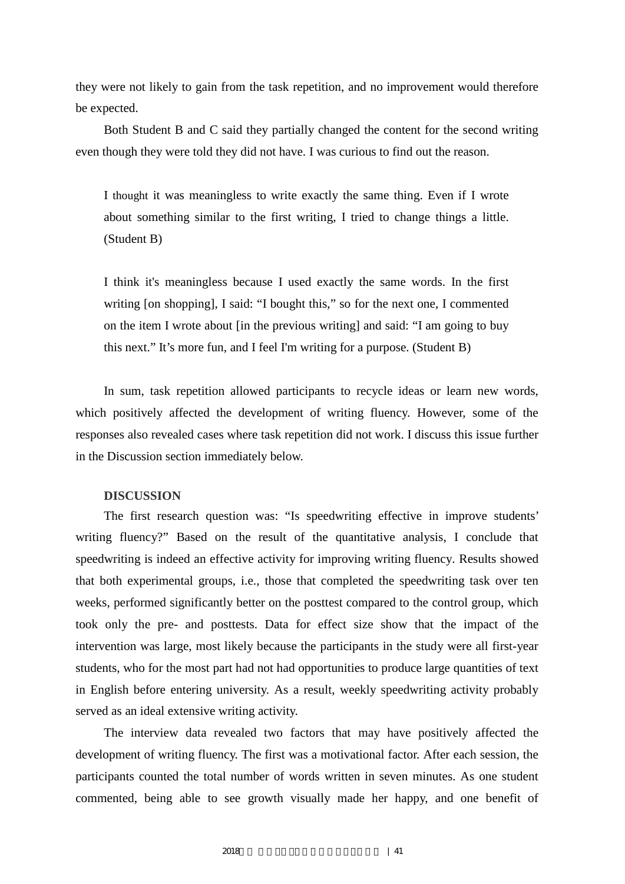they were not likely to gain from the task repetition, and no improvement would therefore be expected.

Both Student B and C said they partially changed the content for the second writing even though they were told they did not have. I was curious to find out the reason.

> I thought it was meaningless to write exactly the same thing. Even if I wrote about something similar to the first writing, I tried to change things a little. (Student B)

> I think it's meaningless because I used exactly the same words. In the first writing [on shopping], I said: “I bought this,” so for the next one, I commented on the item I wrote about [in the previous writing] and said: “I am going to buy this next.” It’s more fun, and I feel I'm writing for a purpose. (Student B)

In sum, task repetition allowed participants to recycle ideas or learn new words, which positively affected the development of writing fluency. However, some of the responses also revealed cases where task repetition did not work. I discuss this issue further in the Discussion section immediately below.

## DISCUSSION

The first research question was: “Is speedwriting effective in improve students’ writing fluency?” Based on the result of the quantitative analysis, I conclude that speedwriting is indeed an effective activity for improving writing fluency. Results showed that both experimental groups, i.e., those that completed the speedwriting task over ten weeks, performed significantly better on the posttest compared to the control group, which took only the pre- and posttests. Data for effect size show that the impact of the intervention was large, most likely because the participants in the study were all first-year students, who for the most part had not had opportunities to produce large quantities of text in English before entering university. As a result, weekly speedwriting activity probably served as an ideal extensive writing activity.

The interview data revealed two factors that may have positively affected the development of writing fluency. The first was a motivational factor. After each session, the participants counted the total number of words written in seven minutes. As one student commented, being able to see growth visually made her happy, and one benefit of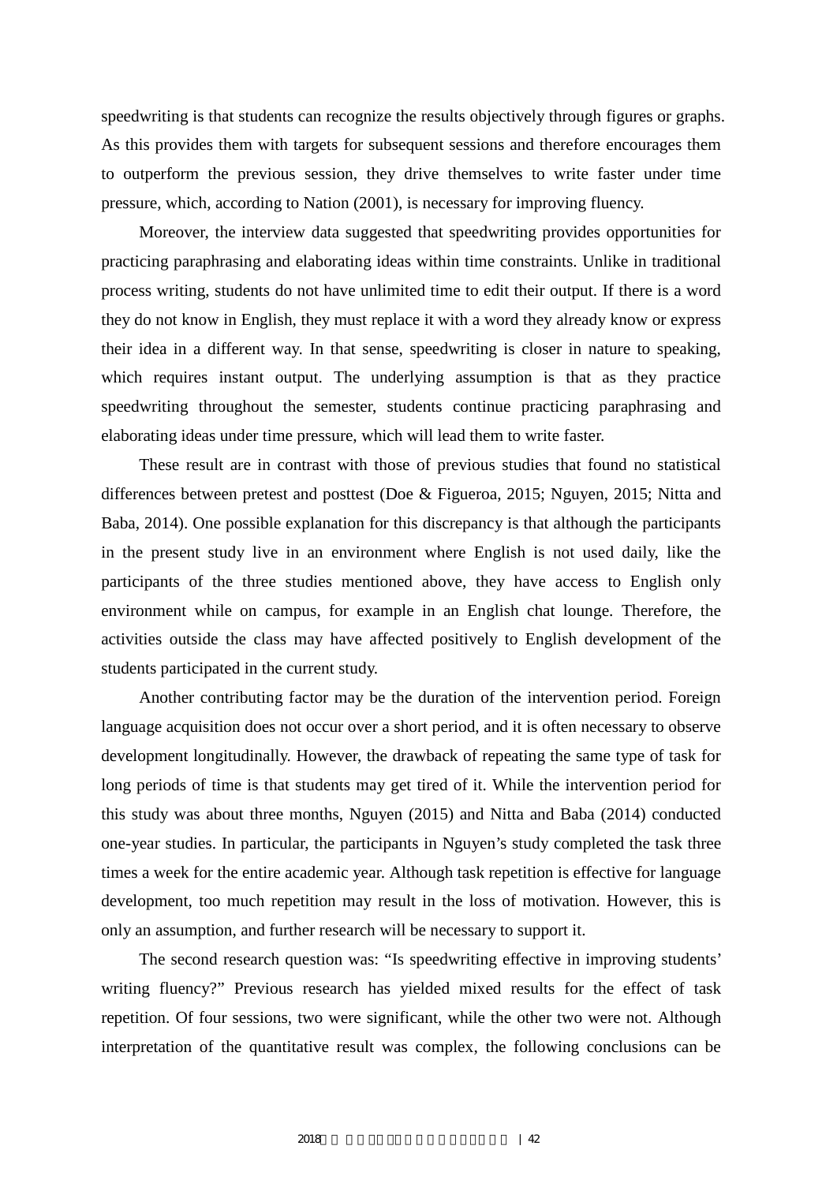speedwriting is that students can recognize the results objectively through figures or graphs. As this provides them with targets for subsequent sessions and therefore encourages them to outperform the previous session, they drive themselves to write faster under time pressure, which, according to Nation (2001), is necessary for improving fluency.

Moreover, the interview data suggested that speedwriting provides opportunities for practicing paraphrasing and elaborating ideas within time constraints. Unlike in traditional process writing, students do not have unlimited time to edit their output. If there is a word they do not know in English, they must replace it with a word they already know or express their idea in a different way. In that sense, speedwriting is closer in nature to speaking, which requires instant output. The underlying assumption is that as they practice speedwriting throughout the semester, students continue practicing paraphrasing and elaborating ideas under time pressure, which will lead them to write faster.

These result are in contrast with those of previous studies that found no statistical differences between pretest and posttest (Doe & Figueroa, 2015; Nguyen, 2015; Nitta and Baba, 2014). One possible explanation for this discrepancy is that although the participants in the present study live in an environment where English is not used daily, like the participants of the three studies mentioned above, they have access to English only environment while on campus, for example in an English chat lounge. Therefore, the activities outside the class may have affected positively to English development of the students participated in the current study.

Another contributing factor may be the duration of the intervention period. Foreign language acquisition does not occur over a short period, and it is often necessary to observe development longitudinally. However, the drawback of repeating the same type of task for long periods of time is that students may get tired of it. While the intervention period for this study was about three months, Nguyen (2015) and Nitta and Baba (2014) conducted one-year studies. In particular, the participants in Nguyen's study completed the task three times a week for the entire academic year. Although task repetition is effective for language development, too much repetition may result in the loss of motivation. However, this is only an assumption, and further research will be necessary to support it.

The second research question was: "Is speedwriting effective in improving students' writing fluency?" Previous research has yielded mixed results for the effect of task repetition. Of four sessions, two were significant, while the other two were not. Although interpretation of the quantitative result was complex, the following conclusions can be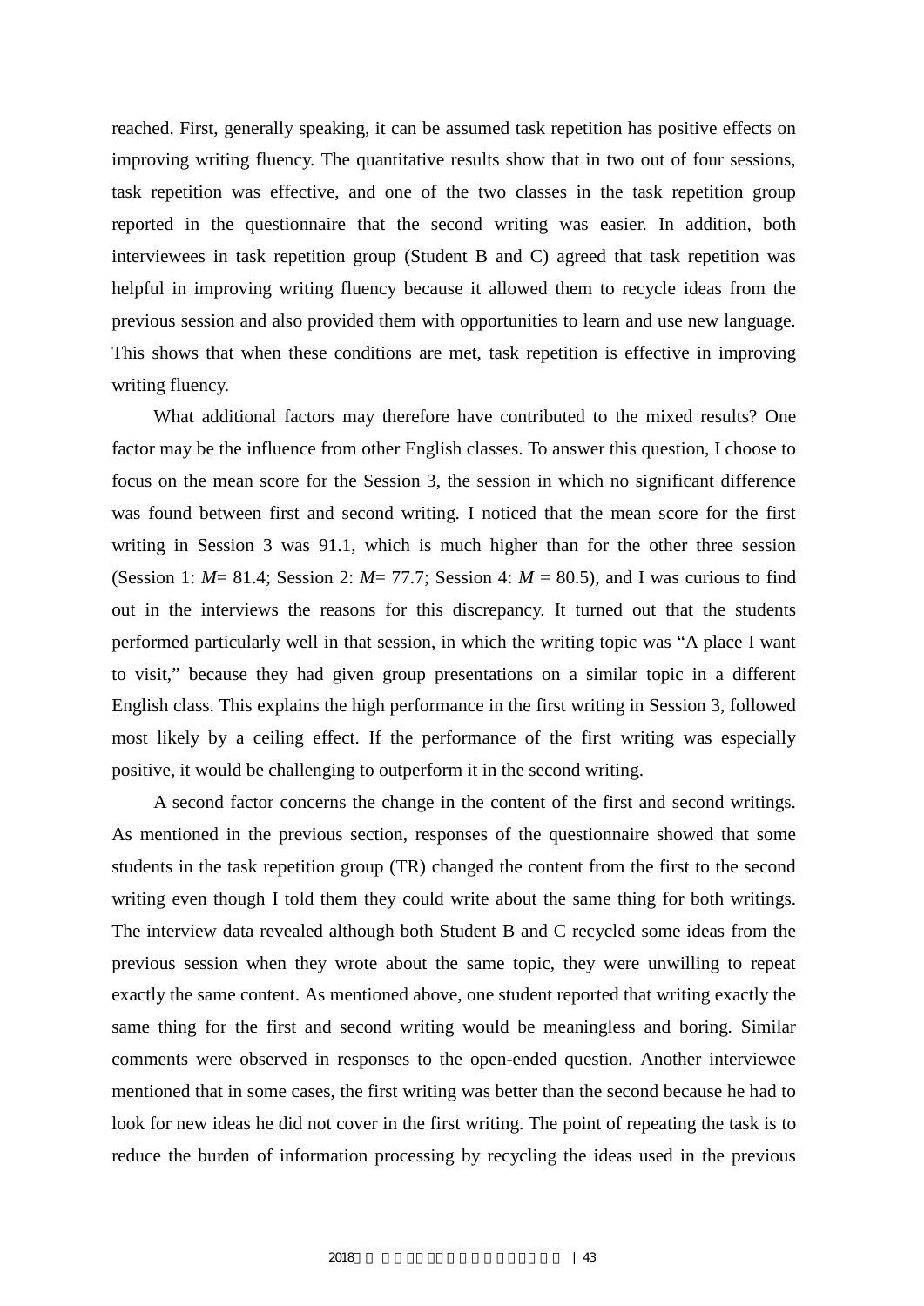reached. First, generally speaking, it can be assumed task repetition has positive effects on improving writing fluency. The quantitative results show that in two out of four sessions, task repetition was effective, and one of the two classes in the task repetition group reported in the questionnaire that the second writing was easier. In addition, both interviewees in task repetition group (Student B and C) agreed that task repetition was helpful in improving writing fluency because it allowed them to recycle ideas from the previous session and also provided them with opportunities to learn and use new language. This shows that when these conditions are met, task repetition is effective in improving writing fluency.

What additional factors may therefore have contributed to the mixed results? One factor may be the influence from other English classes. To answer this question, I choose to focus on the mean score for the Session 3, the session in which no significant difference was found between first and second writing. I noticed that the mean score for the first writing in Session 3 was 91.1, which is much higher than for the other three session (Session 1: $M$= 81.4; Session 2: $M$= 77.7; Session 4: $M$ = 80.5), and I was curious to find out in the interviews the reasons for this discrepancy. It turned out that the students performed particularly well in that session, in which the writing topic was “A place I want to visit,” because they had given group presentations on a similar topic in a different English class. This explains the high performance in the first writing in Session 3, followed most likely by a ceiling effect. If the performance of the first writing was especially positive, it would be challenging to outperform it in the second writing.

A second factor concerns the change in the content of the first and second writings. As mentioned in the previous section, responses of the questionnaire showed that some students in the task repetition group (TR) changed the content from the first to the second writing even though I told them they could write about the same thing for both writings. The interview data revealed although both Student B and C recycled some ideas from the previous session when they wrote about the same topic, they were unwilling to repeat exactly the same content. As mentioned above, one student reported that writing exactly the same thing for the first and second writing would be meaningless and boring. Similar comments were observed in responses to the open-ended question. Another interviewee mentioned that in some cases, the first writing was better than the second because he had to look for new ideas he did not cover in the first writing. The point of repeating the task is to reduce the burden of information processing by recycling the ideas used in the previous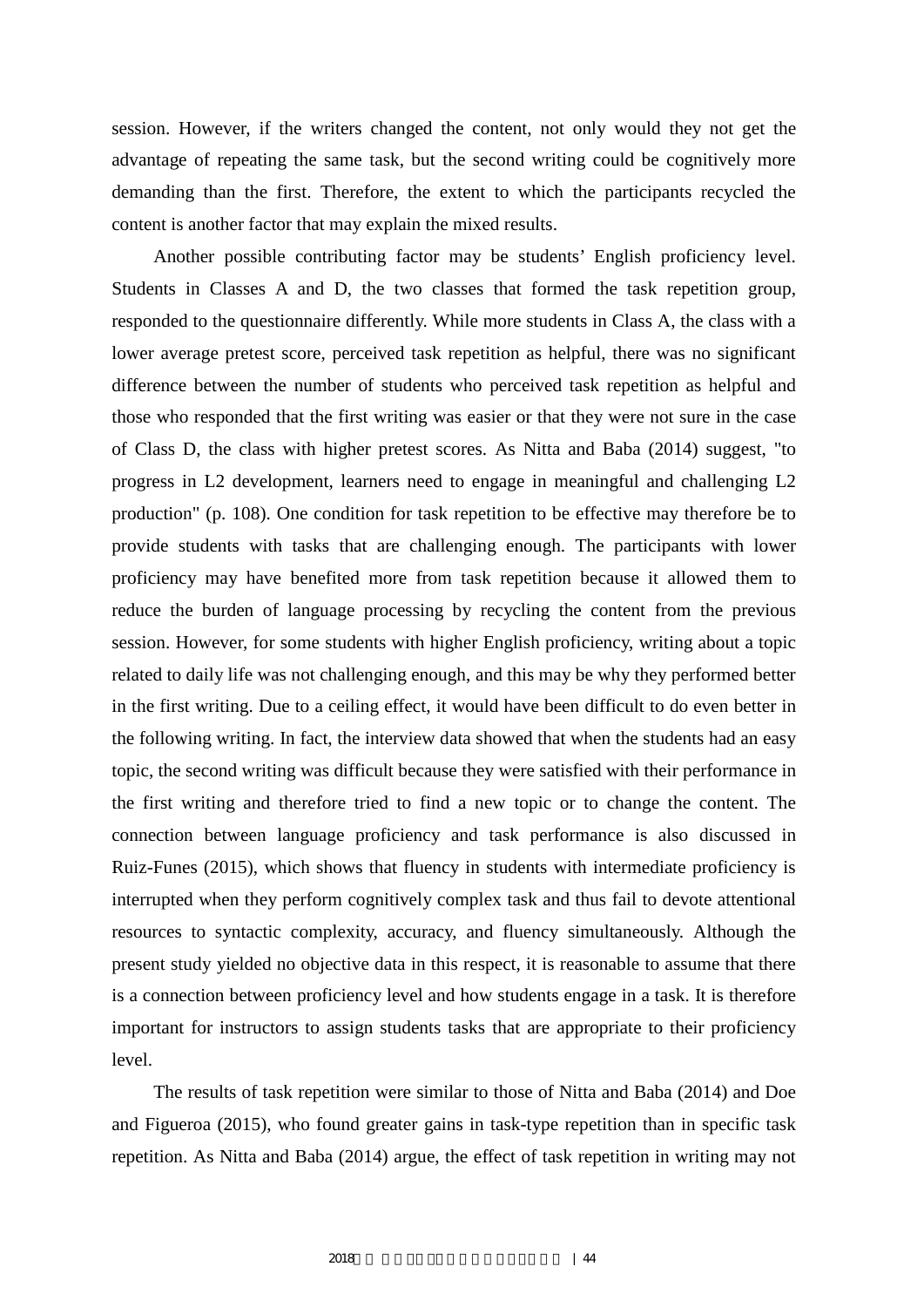session. However, if the writers changed the content, not only would they not get the advantage of repeating the same task, but the second writing could be cognitively more demanding than the first. Therefore, the extent to which the participants recycled the content is another factor that may explain the mixed results.

Another possible contributing factor may be students' English proficiency level. Students in Classes A and D, the two classes that formed the task repetition group, responded to the questionnaire differently. While more students in Class A, the class with a lower average pretest score, perceived task repetition as helpful, there was no significant difference between the number of students who perceived task repetition as helpful and those who responded that the first writing was easier or that they were not sure in the case of Class D, the class with higher pretest scores. As Nitta and Baba (2014) suggest, "to progress in L2 development, learners need to engage in meaningful and challenging L2 production" (p. 108). One condition for task repetition to be effective may therefore be to provide students with tasks that are challenging enough. The participants with lower proficiency may have benefited more from task repetition because it allowed them to reduce the burden of language processing by recycling the content from the previous session. However, for some students with higher English proficiency, writing about a topic related to daily life was not challenging enough, and this may be why they performed better in the first writing. Due to a ceiling effect, it would have been difficult to do even better in the following writing. In fact, the interview data showed that when the students had an easy topic, the second writing was difficult because they were satisfied with their performance in the first writing and therefore tried to find a new topic or to change the content. The connection between language proficiency and task performance is also discussed in Ruiz-Funes (2015), which shows that fluency in students with intermediate proficiency is interrupted when they perform cognitively complex task and thus fail to devote attentional resources to syntactic complexity, accuracy, and fluency simultaneously. Although the present study yielded no objective data in this respect, it is reasonable to assume that there is a connection between proficiency level and how students engage in a task. It is therefore important for instructors to assign students tasks that are appropriate to their proficiency level.

The results of task repetition were similar to those of Nitta and Baba (2014) and Doe and Figueroa (2015), who found greater gains in task-type repetition than in specific task repetition. As Nitta and Baba (2014) argue, the effect of task repetition in writing may not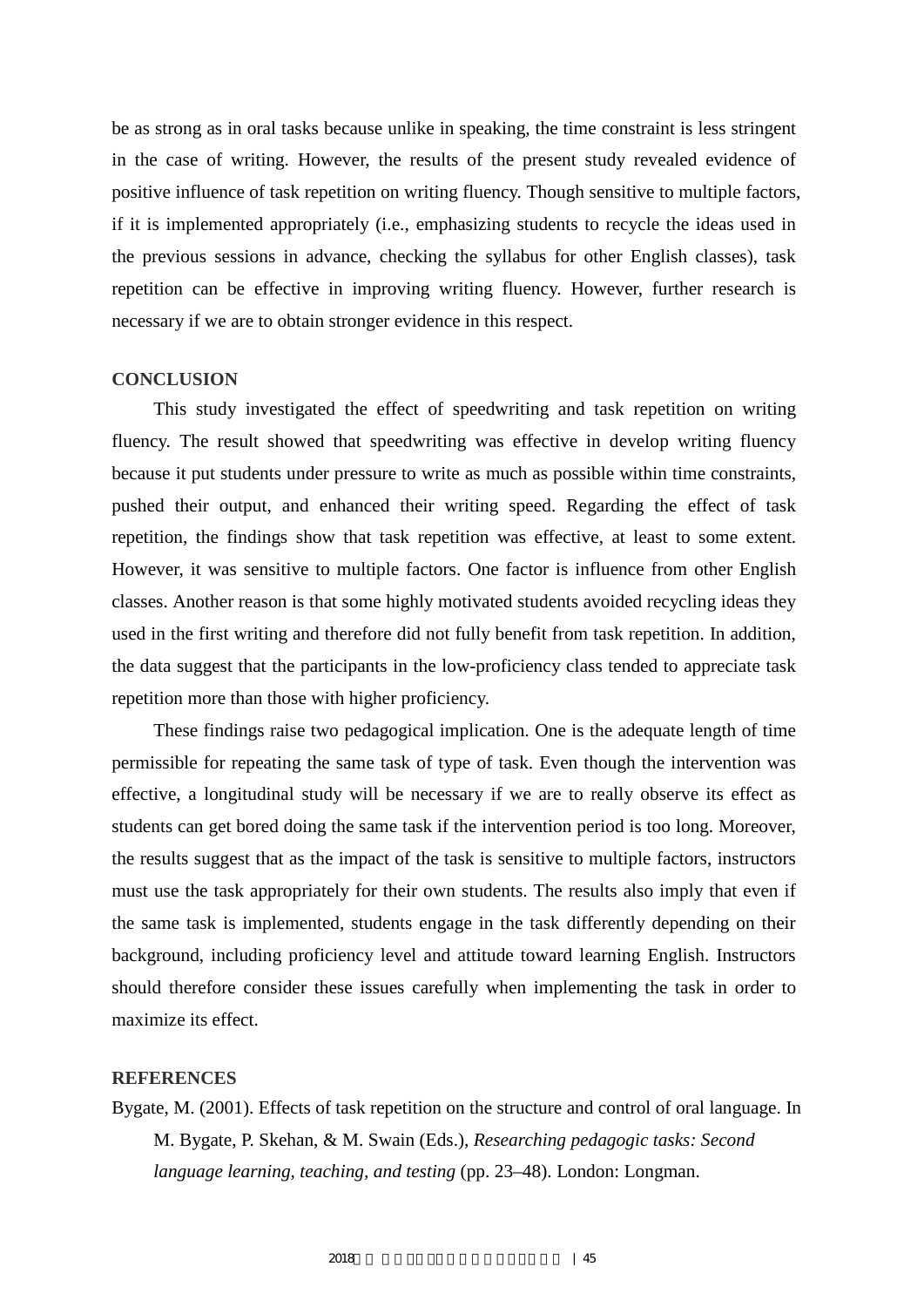be as strong as in oral tasks because unlike in speaking, the time constraint is less stringent in the case of writing. However, the results of the present study revealed evidence of positive influence of task repetition on writing fluency. Though sensitive to multiple factors, if it is implemented appropriately (i.e., emphasizing students to recycle the ideas used in the previous sessions in advance, checking the syllabus for other English classes), task repetition can be effective in improving writing fluency. However, further research is necessary if we are to obtain stronger evidence in this respect.

## CONCLUSION

This study investigated the effect of speedwriting and task repetition on writing fluency. The result showed that speedwriting was effective in develop writing fluency because it put students under pressure to write as much as possible within time constraints, pushed their output, and enhanced their writing speed. Regarding the effect of task repetition, the findings show that task repetition was effective, at least to some extent. However, it was sensitive to multiple factors. One factor is influence from other English classes. Another reason is that some highly motivated students avoided recycling ideas they used in the first writing and therefore did not fully benefit from task repetition. In addition, the data suggest that the participants in the low-proficiency class tended to appreciate task repetition more than those with higher proficiency.

These findings raise two pedagogical implication. One is the adequate length of time permissible for repeating the same task of type of task. Even though the intervention was effective, a longitudinal study will be necessary if we are to really observe its effect as students can get bored doing the same task if the intervention period is too long. Moreover, the results suggest that as the impact of the task is sensitive to multiple factors, instructors must use the task appropriately for their own students. The results also imply that even if the same task is implemented, students engage in the task differently depending on their background, including proficiency level and attitude toward learning English. Instructors should therefore consider these issues carefully when implementing the task in order to maximize its effect.

## REFERENCES

Bygate, M. (2001). Effects of task repetition on the structure and control of oral language. In M. Bygate, P. Skehan, & M. Swain (Eds.), *Researching pedagogic tasks: Second language learning, teaching, and testing* (pp. 23–48). London: Longman.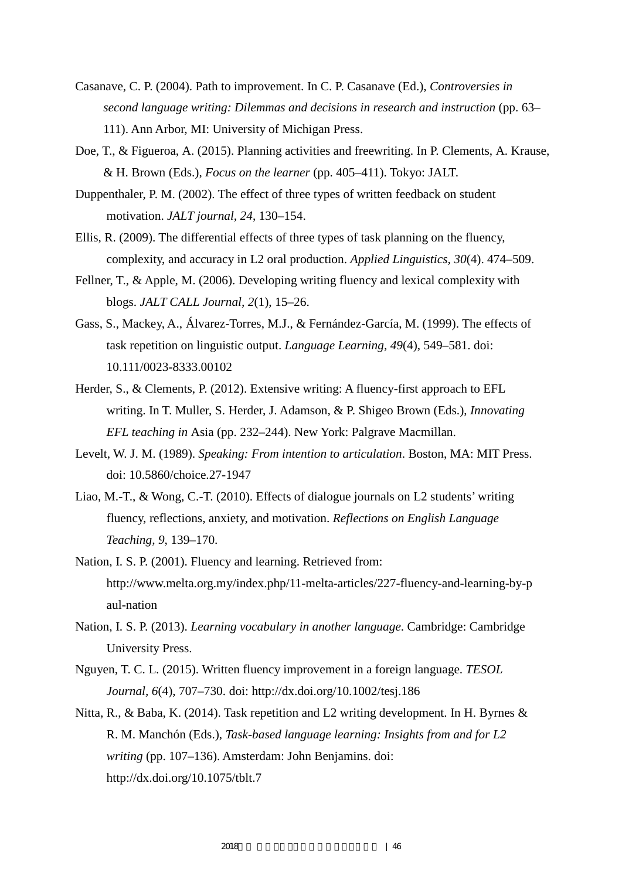Casanave, C. P. (2004). Path to improvement. In C. P. Casanave (Ed.), *Controversies in second language writing: Dilemmas and decisions in research and instruction* (pp. 63–111). Ann Arbor, MI: University of Michigan Press.

Doe, T., & Figueroa, A. (2015). Planning activities and freewriting. In P. Clements, A. Krause, & H. Brown (Eds.), *Focus on the learner* (pp. 405–411). Tokyo: JALT.

Duppenthaler, P. M. (2002). The effect of three types of written feedback on student motivation. *JALT journal, 24*, 130–154.

Ellis, R. (2009). The differential effects of three types of task planning on the fluency, complexity, and accuracy in L2 oral production. *Applied Linguistics, 30*(4). 474–509.

Fellner, T., & Apple, M. (2006). Developing writing fluency and lexical complexity with blogs. *JALT CALL Journal, 2*(1), 15–26.

Gass, S., Mackey, A., Álvarez-Torres, M.J., & Fernández-García, M. (1999). The effects of task repetition on linguistic output. *Language Learning, 49*(4), 549–581. doi: 10.111/0023-8333.00102

Herder, S., & Clements, P. (2012). Extensive writing: A fluency-first approach to EFL writing. In T. Muller, S. Herder, J. Adamson, & P. Shigeo Brown (Eds.), *Innovating EFL teaching in* Asia (pp. 232–244). New York: Palgrave Macmillan.

Levelt, W. J. M. (1989). *Speaking: From intention to articulation*. Boston, MA: MIT Press. doi: 10.5860/choice.27-1947

Liao, M.-T., & Wong, C.-T. (2010). Effects of dialogue journals on L2 students' writing fluency, reflections, anxiety, and motivation. *Reflections on English Language Teaching, 9*, 139–170.

Nation, I. S. P. (2001). Fluency and learning. Retrieved from: http://www.melta.org.my/index.php/11-melta-articles/227-fluency-and-learning-by-paul-nation

Nation, I. S. P. (2013). *Learning vocabulary in another language*. Cambridge: Cambridge University Press.

Nguyen, T. C. L. (2015). Written fluency improvement in a foreign language. *TESOL Journal, 6*(4), 707–730. doi: http://dx.doi.org/10.1002/tesj.186

Nitta, R., & Baba, K. (2014). Task repetition and L2 writing development. In H. Byrnes & R. M. Manchón (Eds.), *Task-based language learning: Insights from and for L2 writing* (pp. 107–136). Amsterdam: John Benjamins. doi: http://dx.doi.org/10.1075/tblt.7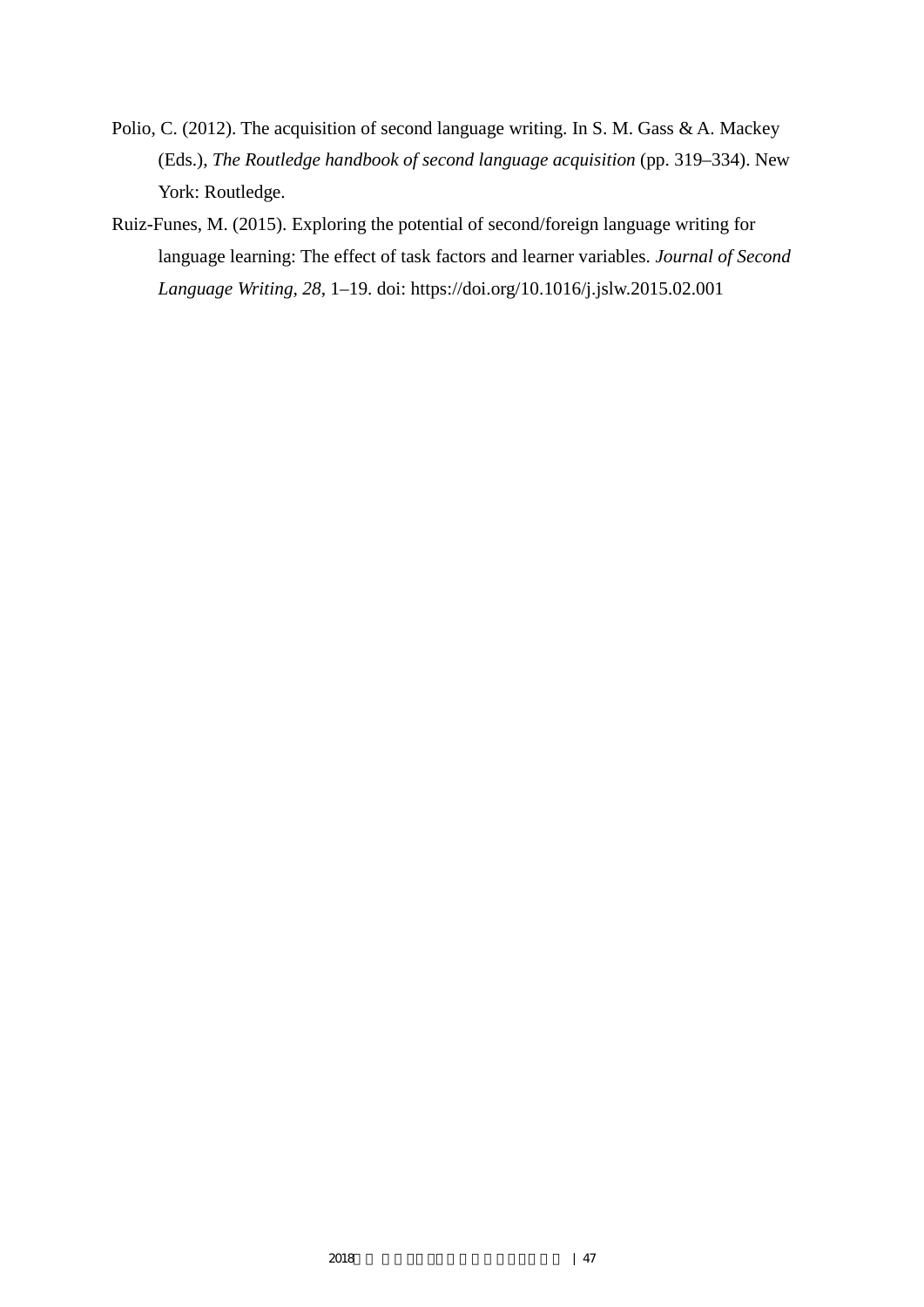Polio, C. (2012). The acquisition of second language writing. In S. M. Gass & A. Mackey (Eds.), *The Routledge handbook of second language acquisition* (pp. 319–334). New York: Routledge.

Ruiz-Funes, M. (2015). Exploring the potential of second/foreign language writing for language learning: The effect of task factors and learner variables. *Journal of Second Language Writing*, *28*, 1–19. doi: https://doi.org/10.1016/j.jslw.2015.02.001